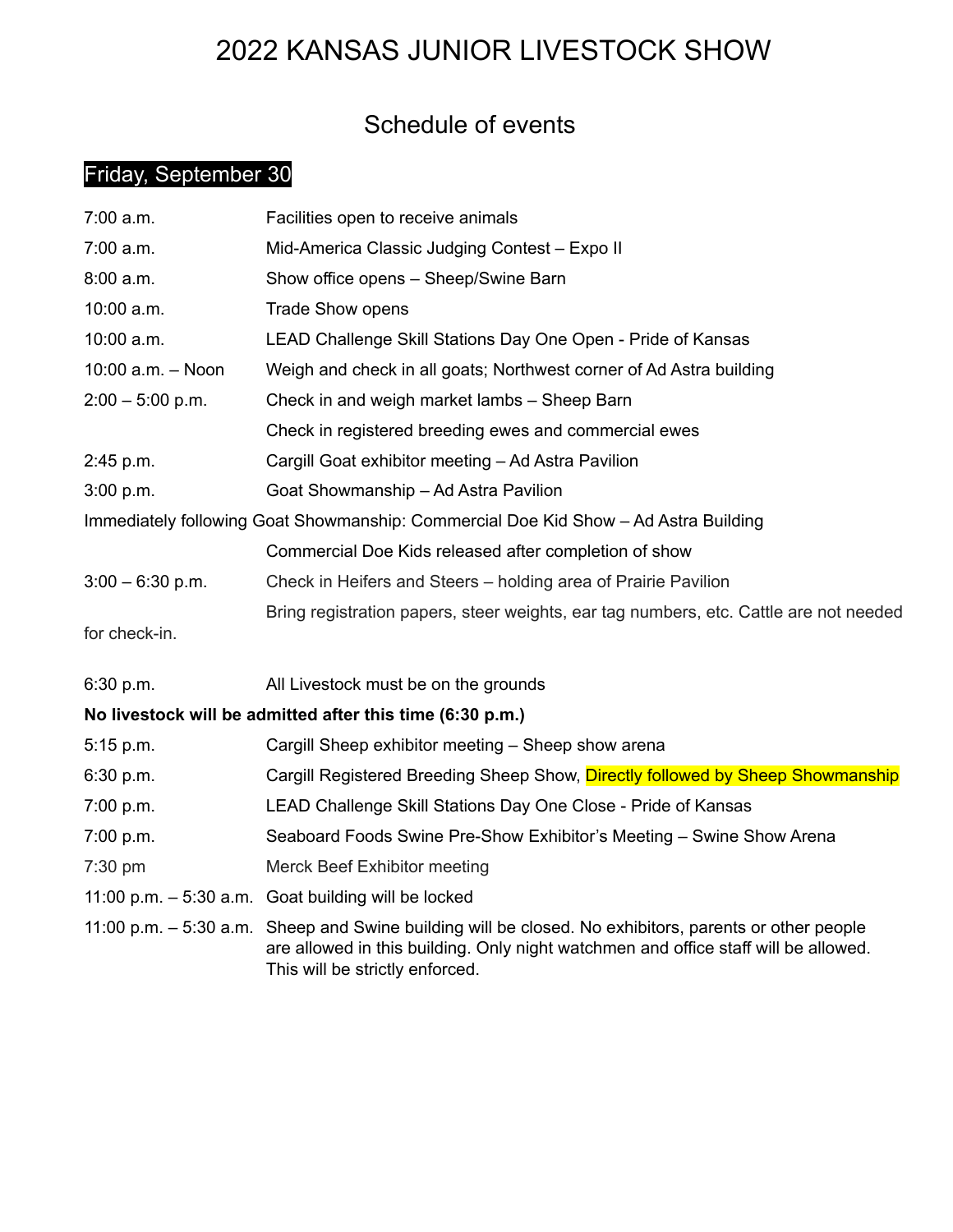# 2022 KANSAS JUNIOR LIVESTOCK SHOW

## Schedule of events

### Friday, September 30

| | |
|---|---|
| 7:00 a.m. | Facilities open to receive animals |
| 7:00 a.m. | Mid-America Classic Judging Contest – Expo II |
| 8:00 a.m. | Show office opens – Sheep/Swine Barn |
| 10:00 a.m. | Trade Show opens |
| 10:00 a.m. | LEAD Challenge Skill Stations Day One Open - Pride of Kansas |
| 10:00 a.m. – Noon | Weigh and check in all goats; Northwest corner of Ad Astra building |
| 2:00 – 5:00 p.m. | Check in and weigh market lambs – Sheep Barn |
| | Check in registered breeding ewes and commercial ewes |
| 2:45 p.m. | Cargill Goat exhibitor meeting – Ad Astra Pavilion |
| 3:00 p.m. | Goat Showmanship – Ad Astra Pavilion |

Immediately following Goat Showmanship: Commercial Doe Kid Show – Ad Astra Building

| | |
|---|---|
| | Commercial Doe Kids released after completion of show |
| 3:00 – 6:30 p.m. | Check in Heifers and Steers – holding area of Prairie Pavilion |
| | Bring registration papers, steer weights, ear tag numbers, etc. Cattle are not needed for check-in. |
| 6:30 p.m. | All Livestock must be on the grounds |

**No livestock will be admitted after this time (6:30 p.m.)**

| | |
|---|---|
| 5:15 p.m. | Cargill Sheep exhibitor meeting – Sheep show arena |
| 6:30 p.m. | Cargill Registered Breeding Sheep Show, Directly followed by Sheep Showmanship |
| 7:00 p.m. | LEAD Challenge Skill Stations Day One Close - Pride of Kansas |
| 7:00 p.m. | Seaboard Foods Swine Pre-Show Exhibitor's Meeting – Swine Show Arena |
| 7:30 pm | Merck Beef Exhibitor meeting |
| 11:00 p.m. – 5:30 a.m. | Goat building will be locked |
| 11:00 p.m. – 5:30 a.m. | Sheep and Swine building will be closed. No exhibitors, parents or other people are allowed in this building. Only night watchmen and office staff will be allowed. This will be strictly enforced. |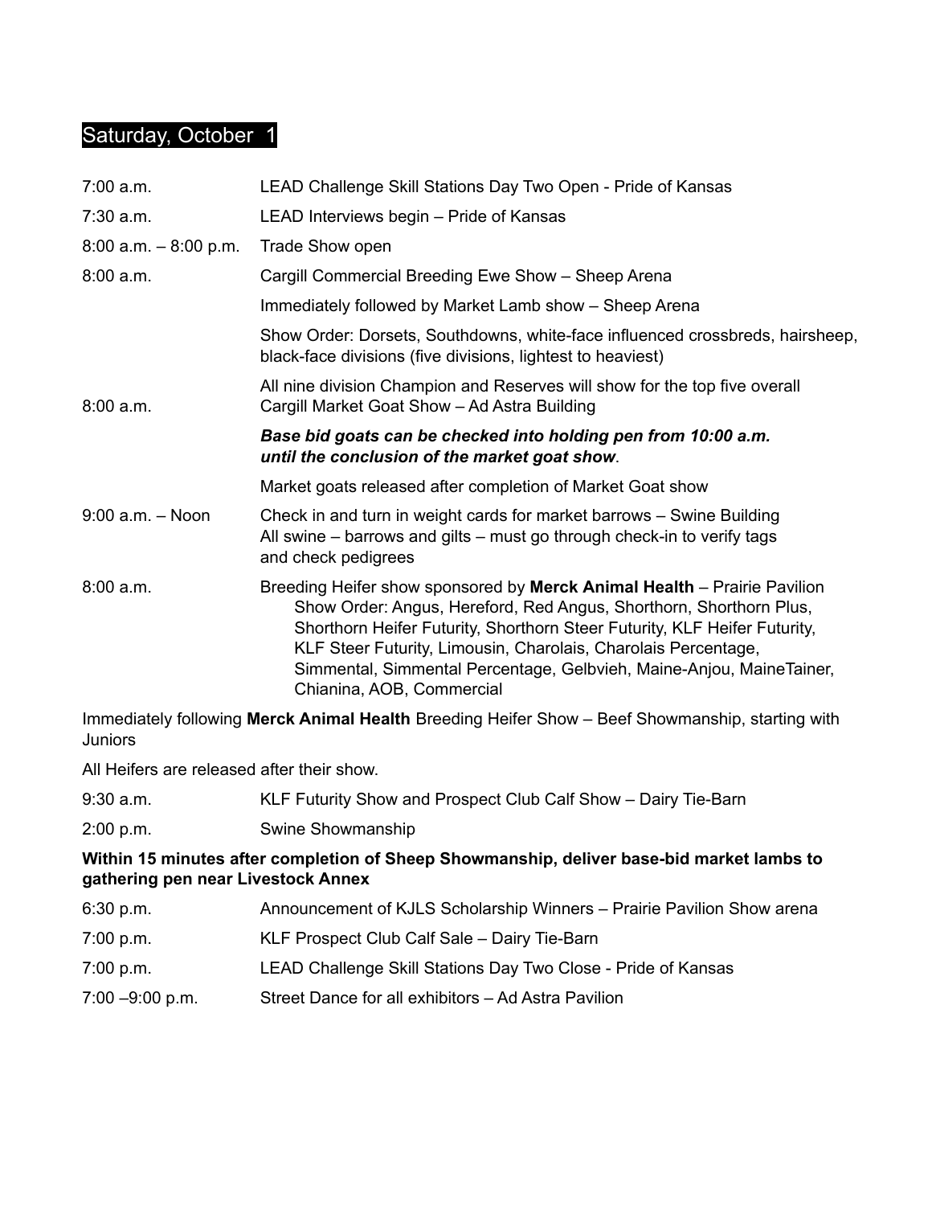## Saturday, October 1

| | |
|---|---|
| 7:00 a.m. | LEAD Challenge Skill Stations Day Two Open - Pride of Kansas |
| 7:30 a.m. | LEAD Interviews begin – Pride of Kansas |
| 8:00 a.m. – 8:00 p.m. | Trade Show open |
| 8:00 a.m. | Cargill Commercial Breeding Ewe Show – Sheep Arena |
| | Immediately followed by Market Lamb show – Sheep Arena |
| | Show Order: Dorsets, Southdowns, white-face influenced crossbreds, hairsheep, black-face divisions (five divisions, lightest to heaviest) |
| | All nine division Champion and Reserves will show for the top five overall |
| 8:00 a.m. | Cargill Market Goat Show – Ad Astra Building |
| | ***Base bid goats can be checked into holding pen from 10:00 a.m. until the conclusion of the market goat show*.** |
| | Market goats released after completion of Market Goat show |
| 9:00 a.m. – Noon | Check in and turn in weight cards for market barrows – Swine Building<br>All swine – barrows and gilts – must go through check-in to verify tags and check pedigrees |
| 8:00 a.m. | Breeding Heifer show sponsored by **Merck Animal Health** – Prairie Pavilion<br>Show Order: Angus, Hereford, Red Angus, Shorthorn, Shorthorn Plus, Shorthorn Heifer Futurity, Shorthorn Steer Futurity, KLF Heifer Futurity, KLF Steer Futurity, Limousin, Charolais, Charolais Percentage, Simmental, Simmental Percentage, Gelbvieh, Maine-Anjou, MaineTainer, Chianina, AOB, Commercial |

Immediately following **Merck Animal Health** Breeding Heifer Show – Beef Showmanship, starting with Juniors

All Heifers are released after their show.

| | |
|---|---|
| 9:30 a.m. | KLF Futurity Show and Prospect Club Calf Show – Dairy Tie-Barn |
| 2:00 p.m. | Swine Showmanship |

**Within 15 minutes after completion of Sheep Showmanship, deliver base-bid market lambs to gathering pen near Livestock Annex**

| | |
|---|---|
| 6:30 p.m. | Announcement of KJLS Scholarship Winners – Prairie Pavilion Show arena |
| 7:00 p.m. | KLF Prospect Club Calf Sale – Dairy Tie-Barn |
| 7:00 p.m. | LEAD Challenge Skill Stations Day Two Close - Pride of Kansas |
| 7:00 –9:00 p.m. | Street Dance for all exhibitors – Ad Astra Pavilion |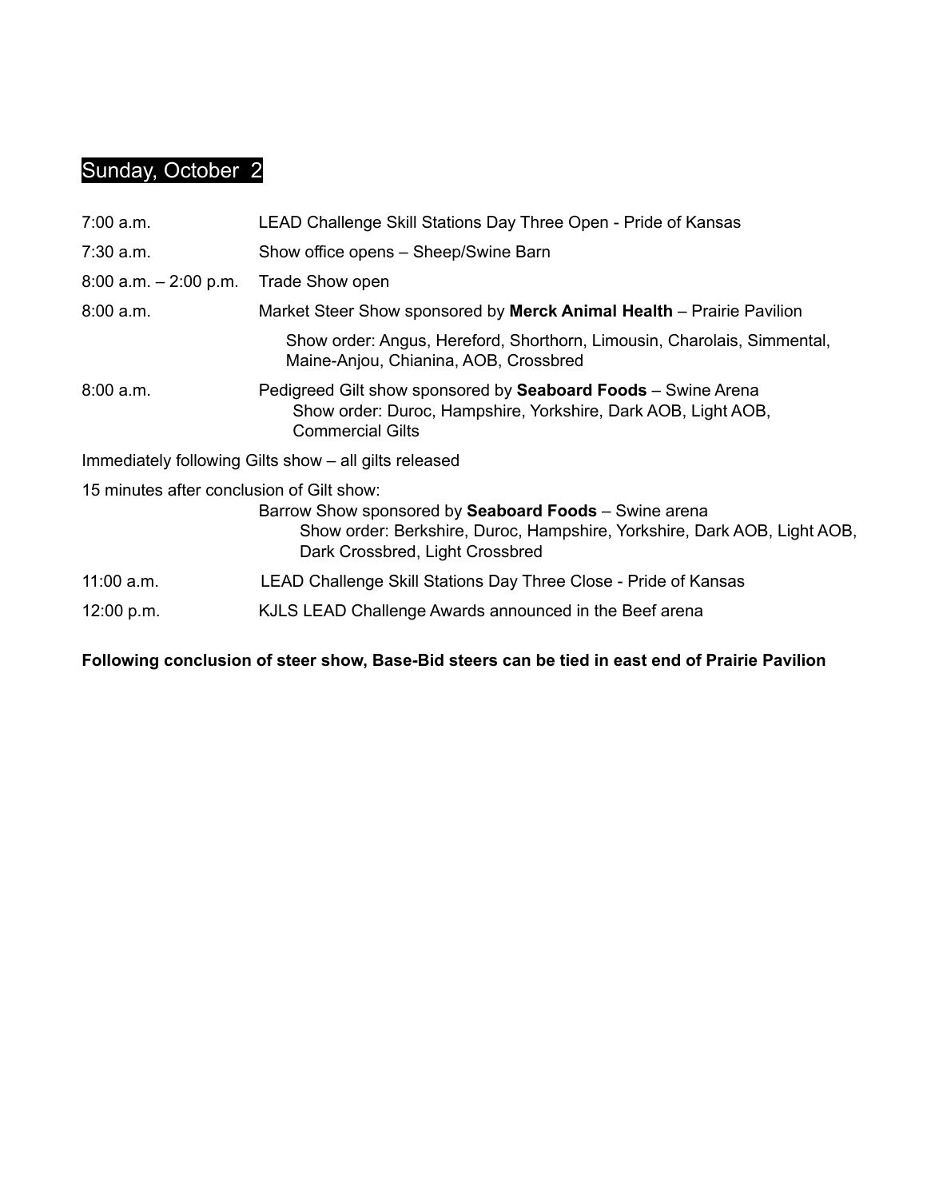## Sunday, October 2

| | |
|---|---|
| 7:00 a.m. | LEAD Challenge Skill Stations Day Three Open - Pride of Kansas |
| 7:30 a.m. | Show office opens – Sheep/Swine Barn |
| 8:00 a.m. – 2:00 p.m. | Trade Show open |
| 8:00 a.m. | Market Steer Show sponsored by **Merck Animal Health** – Prairie Pavilion<br>Show order: Angus, Hereford, Shorthorn, Limousin, Charolais, Simmental, Maine-Anjou, Chianina, AOB, Crossbred |
| 8:00 a.m. | Pedigreed Gilt show sponsored by **Seaboard Foods** – Swine Arena<br>Show order: Duroc, Hampshire, Yorkshire, Dark AOB, Light AOB, Commercial Gilts |

Immediately following Gilts show – all gilts released

15 minutes after conclusion of Gilt show:

Barrow Show sponsored by **Seaboard Foods** – Swine arena
Show order: Berkshire, Duroc, Hampshire, Yorkshire, Dark AOB, Light AOB, Dark Crossbred, Light Crossbred

| | |
|---|---|
| 11:00 a.m. | LEAD Challenge Skill Stations Day Three Close - Pride of Kansas |
| 12:00 p.m. | KJLS LEAD Challenge Awards announced in the Beef arena |

**Following conclusion of steer show, Base-Bid steers can be tied in east end of Prairie Pavilion**